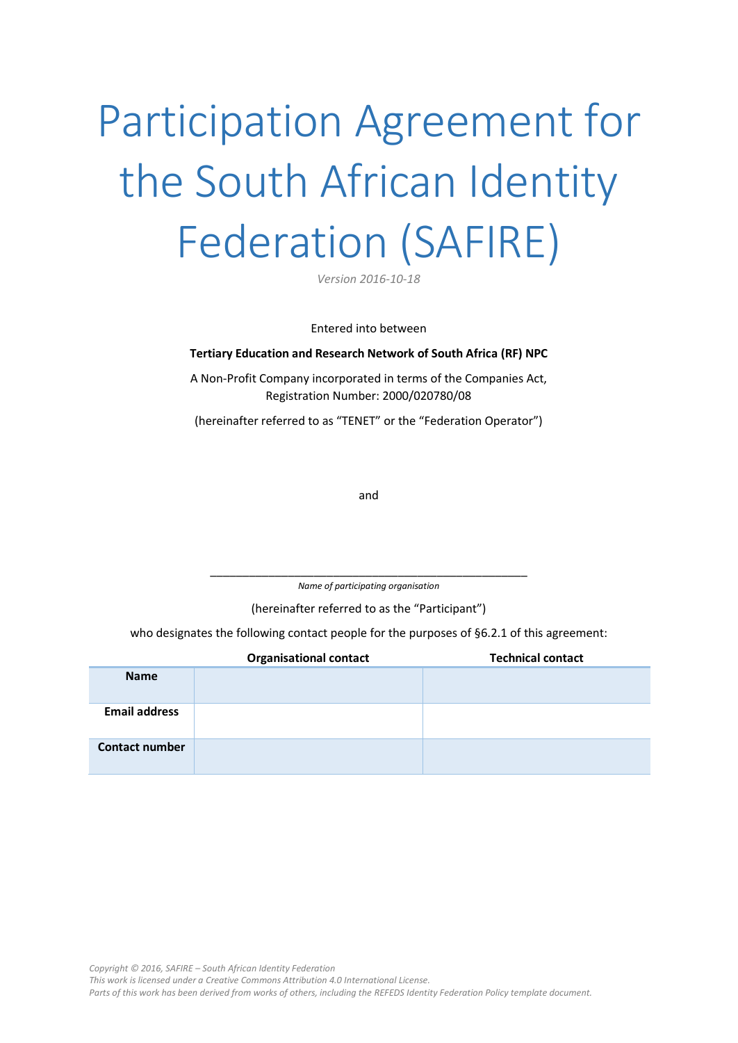# Participation Agreement for the South African Identity Federation (SAFIRE)

*Version 2016-10-18*

Entered into between

**Tertiary Education and Research Network of South Africa (RF) NPC**

A Non-Profit Company incorporated in terms of the Companies Act,
Registration Number: 2000/020780/08

(hereinafter referred to as "TENET" or the "Federation Operator")

and

\_\_\_\_\_\_\_\_\_\_\_\_\_\_\_\_\_\_\_\_\_\_\_\_\_\_\_\_\_\_\_\_\_\_\_\_\_\_\_\_\_\_\_\_\_\_\_\_\_\_\_\_\_\_\_\_

*Name of participating organisation*

(hereinafter referred to as the "Participant")

who designates the following contact people for the purposes of §6.2.1 of this agreement:

| | Organisational contact | Technical contact |
|---|---|---|
| **Name** | | |
| **Email address** | | |
| **Contact number** | | |

*Copyright © 2016, SAFIRE – South African Identity Federation*
*This work is licensed under a Creative Commons Attribution 4.0 International License.*
*Parts of this work has been derived from works of others, including the REFEDS Identity Federation Policy template document.*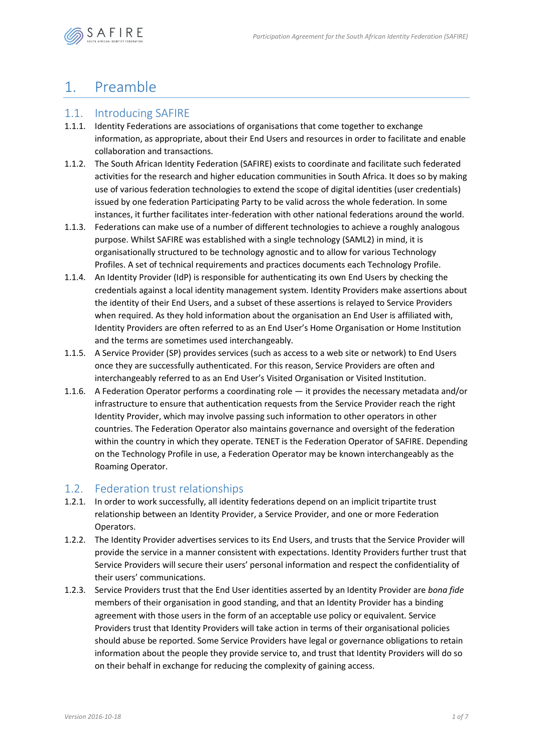# 1. Preamble

## 1.1. Introducing SAFIRE

1.1.1. Identity Federations are associations of organisations that come together to exchange information, as appropriate, about their End Users and resources in order to facilitate and enable collaboration and transactions.

1.1.2. The South African Identity Federation (SAFIRE) exists to coordinate and facilitate such federated activities for the research and higher education communities in South Africa. It does so by making use of various federation technologies to extend the scope of digital identities (user credentials) issued by one federation Participating Party to be valid across the whole federation. In some instances, it further facilitates inter-federation with other national federations around the world.

1.1.3. Federations can make use of a number of different technologies to achieve a roughly analogous purpose. Whilst SAFIRE was established with a single technology (SAML2) in mind, it is organisationally structured to be technology agnostic and to allow for various Technology Profiles. A set of technical requirements and practices documents each Technology Profile.

1.1.4. An Identity Provider (IdP) is responsible for authenticating its own End Users by checking the credentials against a local identity management system. Identity Providers make assertions about the identity of their End Users, and a subset of these assertions is relayed to Service Providers when required. As they hold information about the organisation an End User is affiliated with, Identity Providers are often referred to as an End User's Home Organisation or Home Institution and the terms are sometimes used interchangeably.

1.1.5. A Service Provider (SP) provides services (such as access to a web site or network) to End Users once they are successfully authenticated. For this reason, Service Providers are often and interchangeably referred to as an End User's Visited Organisation or Visited Institution.

1.1.6. A Federation Operator performs a coordinating role — it provides the necessary metadata and/or infrastructure to ensure that authentication requests from the Service Provider reach the right Identity Provider, which may involve passing such information to other operators in other countries. The Federation Operator also maintains governance and oversight of the federation within the country in which they operate. TENET is the Federation Operator of SAFIRE. Depending on the Technology Profile in use, a Federation Operator may be known interchangeably as the Roaming Operator.

## 1.2. Federation trust relationships

1.2.1. In order to work successfully, all identity federations depend on an implicit tripartite trust relationship between an Identity Provider, a Service Provider, and one or more Federation Operators.

1.2.2. The Identity Provider advertises services to its End Users, and trusts that the Service Provider will provide the service in a manner consistent with expectations. Identity Providers further trust that Service Providers will secure their users' personal information and respect the confidentiality of their users' communications.

1.2.3. Service Providers trust that the End User identities asserted by an Identity Provider are *bona fide* members of their organisation in good standing, and that an Identity Provider has a binding agreement with those users in the form of an acceptable use policy or equivalent. Service Providers trust that Identity Providers will take action in terms of their organisational policies should abuse be reported. Some Service Providers have legal or governance obligations to retain information about the people they provide service to, and trust that Identity Providers will do so on their behalf in exchange for reducing the complexity of gaining access.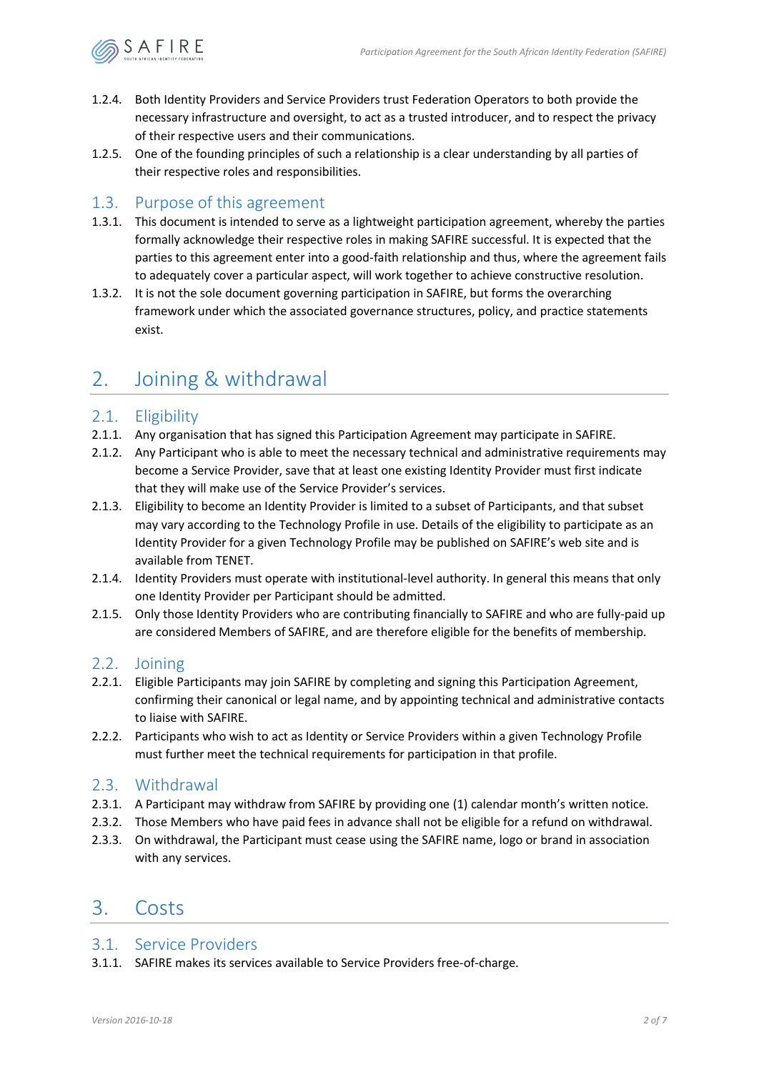1.2.4. Both Identity Providers and Service Providers trust Federation Operators to both provide the necessary infrastructure and oversight, to act as a trusted introducer, and to respect the privacy of their respective users and their communications.

1.2.5. One of the founding principles of such a relationship is a clear understanding by all parties of their respective roles and responsibilities.

## 1.3. Purpose of this agreement

1.3.1. This document is intended to serve as a lightweight participation agreement, whereby the parties formally acknowledge their respective roles in making SAFIRE successful. It is expected that the parties to this agreement enter into a good-faith relationship and thus, where the agreement fails to adequately cover a particular aspect, will work together to achieve constructive resolution.

1.3.2. It is not the sole document governing participation in SAFIRE, but forms the overarching framework under which the associated governance structures, policy, and practice statements exist.

# 2. Joining & withdrawal

## 2.1. Eligibility

2.1.1. Any organisation that has signed this Participation Agreement may participate in SAFIRE.

2.1.2. Any Participant who is able to meet the necessary technical and administrative requirements may become a Service Provider, save that at least one existing Identity Provider must first indicate that they will make use of the Service Provider's services.

2.1.3. Eligibility to become an Identity Provider is limited to a subset of Participants, and that subset may vary according to the Technology Profile in use. Details of the eligibility to participate as an Identity Provider for a given Technology Profile may be published on SAFIRE's web site and is available from TENET.

2.1.4. Identity Providers must operate with institutional-level authority. In general this means that only one Identity Provider per Participant should be admitted.

2.1.5. Only those Identity Providers who are contributing financially to SAFIRE and who are fully-paid up are considered Members of SAFIRE, and are therefore eligible for the benefits of membership.

## 2.2. Joining

2.2.1. Eligible Participants may join SAFIRE by completing and signing this Participation Agreement, confirming their canonical or legal name, and by appointing technical and administrative contacts to liaise with SAFIRE.

2.2.2. Participants who wish to act as Identity or Service Providers within a given Technology Profile must further meet the technical requirements for participation in that profile.

## 2.3. Withdrawal

2.3.1. A Participant may withdraw from SAFIRE by providing one (1) calendar month's written notice.

2.3.2. Those Members who have paid fees in advance shall not be eligible for a refund on withdrawal.

2.3.3. On withdrawal, the Participant must cease using the SAFIRE name, logo or brand in association with any services.

# 3. Costs

## 3.1. Service Providers

3.1.1. SAFIRE makes its services available to Service Providers free-of-charge.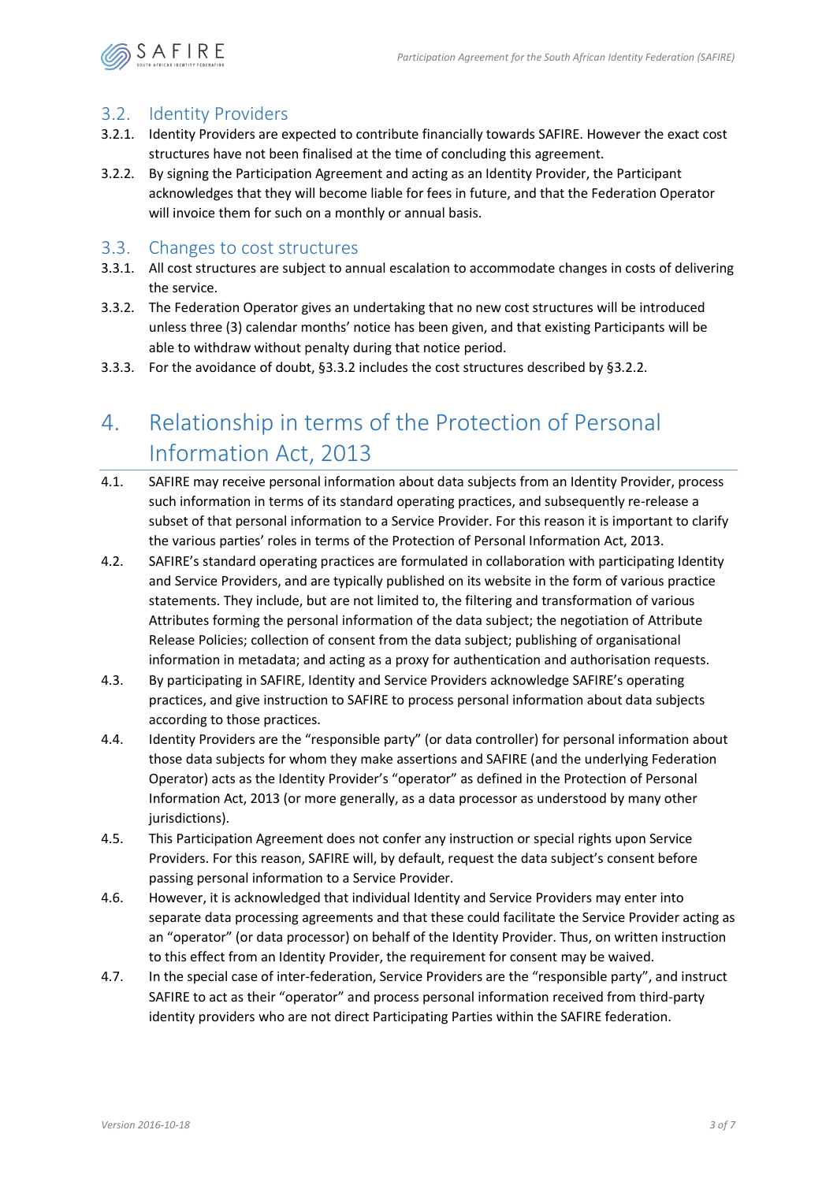## 3.2. Identity Providers

3.2.1. Identity Providers are expected to contribute financially towards SAFIRE. However the exact cost structures have not been finalised at the time of concluding this agreement.

3.2.2. By signing the Participation Agreement and acting as an Identity Provider, the Participant acknowledges that they will become liable for fees in future, and that the Federation Operator will invoice them for such on a monthly or annual basis.

## 3.3. Changes to cost structures

3.3.1. All cost structures are subject to annual escalation to accommodate changes in costs of delivering the service.

3.3.2. The Federation Operator gives an undertaking that no new cost structures will be introduced unless three (3) calendar months' notice has been given, and that existing Participants will be able to withdraw without penalty during that notice period.

3.3.3. For the avoidance of doubt, §3.3.2 includes the cost structures described by §3.2.2.

# 4. Relationship in terms of the Protection of Personal Information Act, 2013

4.1. SAFIRE may receive personal information about data subjects from an Identity Provider, process such information in terms of its standard operating practices, and subsequently re-release a subset of that personal information to a Service Provider. For this reason it is important to clarify the various parties' roles in terms of the Protection of Personal Information Act, 2013.

4.2. SAFIRE's standard operating practices are formulated in collaboration with participating Identity and Service Providers, and are typically published on its website in the form of various practice statements. They include, but are not limited to, the filtering and transformation of various Attributes forming the personal information of the data subject; the negotiation of Attribute Release Policies; collection of consent from the data subject; publishing of organisational information in metadata; and acting as a proxy for authentication and authorisation requests.

4.3. By participating in SAFIRE, Identity and Service Providers acknowledge SAFIRE's operating practices, and give instruction to SAFIRE to process personal information about data subjects according to those practices.

4.4. Identity Providers are the "responsible party" (or data controller) for personal information about those data subjects for whom they make assertions and SAFIRE (and the underlying Federation Operator) acts as the Identity Provider's "operator" as defined in the Protection of Personal Information Act, 2013 (or more generally, as a data processor as understood by many other jurisdictions).

4.5. This Participation Agreement does not confer any instruction or special rights upon Service Providers. For this reason, SAFIRE will, by default, request the data subject's consent before passing personal information to a Service Provider.

4.6. However, it is acknowledged that individual Identity and Service Providers may enter into separate data processing agreements and that these could facilitate the Service Provider acting as an "operator" (or data processor) on behalf of the Identity Provider. Thus, on written instruction to this effect from an Identity Provider, the requirement for consent may be waived.

4.7. In the special case of inter-federation, Service Providers are the "responsible party", and instruct SAFIRE to act as their "operator" and process personal information received from third-party identity providers who are not direct Participating Parties within the SAFIRE federation.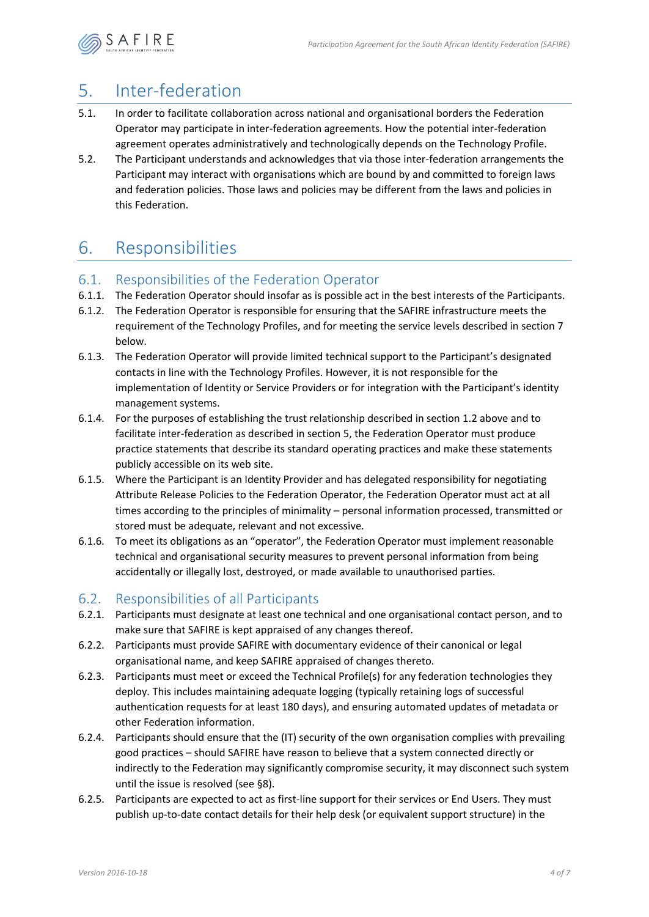# 5. Inter-federation

5.1. In order to facilitate collaboration across national and organisational borders the Federation Operator may participate in inter-federation agreements. How the potential inter-federation agreement operates administratively and technologically depends on the Technology Profile.

5.2. The Participant understands and acknowledges that via those inter-federation arrangements the Participant may interact with organisations which are bound by and committed to foreign laws and federation policies. Those laws and policies may be different from the laws and policies in this Federation.

# 6. Responsibilities

## 6.1. Responsibilities of the Federation Operator

6.1.1. The Federation Operator should insofar as is possible act in the best interests of the Participants.

6.1.2. The Federation Operator is responsible for ensuring that the SAFIRE infrastructure meets the requirement of the Technology Profiles, and for meeting the service levels described in section 7 below.

6.1.3. The Federation Operator will provide limited technical support to the Participant's designated contacts in line with the Technology Profiles. However, it is not responsible for the implementation of Identity or Service Providers or for integration with the Participant's identity management systems.

6.1.4. For the purposes of establishing the trust relationship described in section 1.2 above and to facilitate inter-federation as described in section 5, the Federation Operator must produce practice statements that describe its standard operating practices and make these statements publicly accessible on its web site.

6.1.5. Where the Participant is an Identity Provider and has delegated responsibility for negotiating Attribute Release Policies to the Federation Operator, the Federation Operator must act at all times according to the principles of minimality – personal information processed, transmitted or stored must be adequate, relevant and not excessive.

6.1.6. To meet its obligations as an "operator", the Federation Operator must implement reasonable technical and organisational security measures to prevent personal information from being accidentally or illegally lost, destroyed, or made available to unauthorised parties.

## 6.2. Responsibilities of all Participants

6.2.1. Participants must designate at least one technical and one organisational contact person, and to make sure that SAFIRE is kept appraised of any changes thereof.

6.2.2. Participants must provide SAFIRE with documentary evidence of their canonical or legal organisational name, and keep SAFIRE appraised of changes thereto.

6.2.3. Participants must meet or exceed the Technical Profile(s) for any federation technologies they deploy. This includes maintaining adequate logging (typically retaining logs of successful authentication requests for at least 180 days), and ensuring automated updates of metadata or other Federation information.

6.2.4. Participants should ensure that the (IT) security of the own organisation complies with prevailing good practices – should SAFIRE have reason to believe that a system connected directly or indirectly to the Federation may significantly compromise security, it may disconnect such system until the issue is resolved (see §8).

6.2.5. Participants are expected to act as first-line support for their services or End Users. They must publish up-to-date contact details for their help desk (or equivalent support structure) in the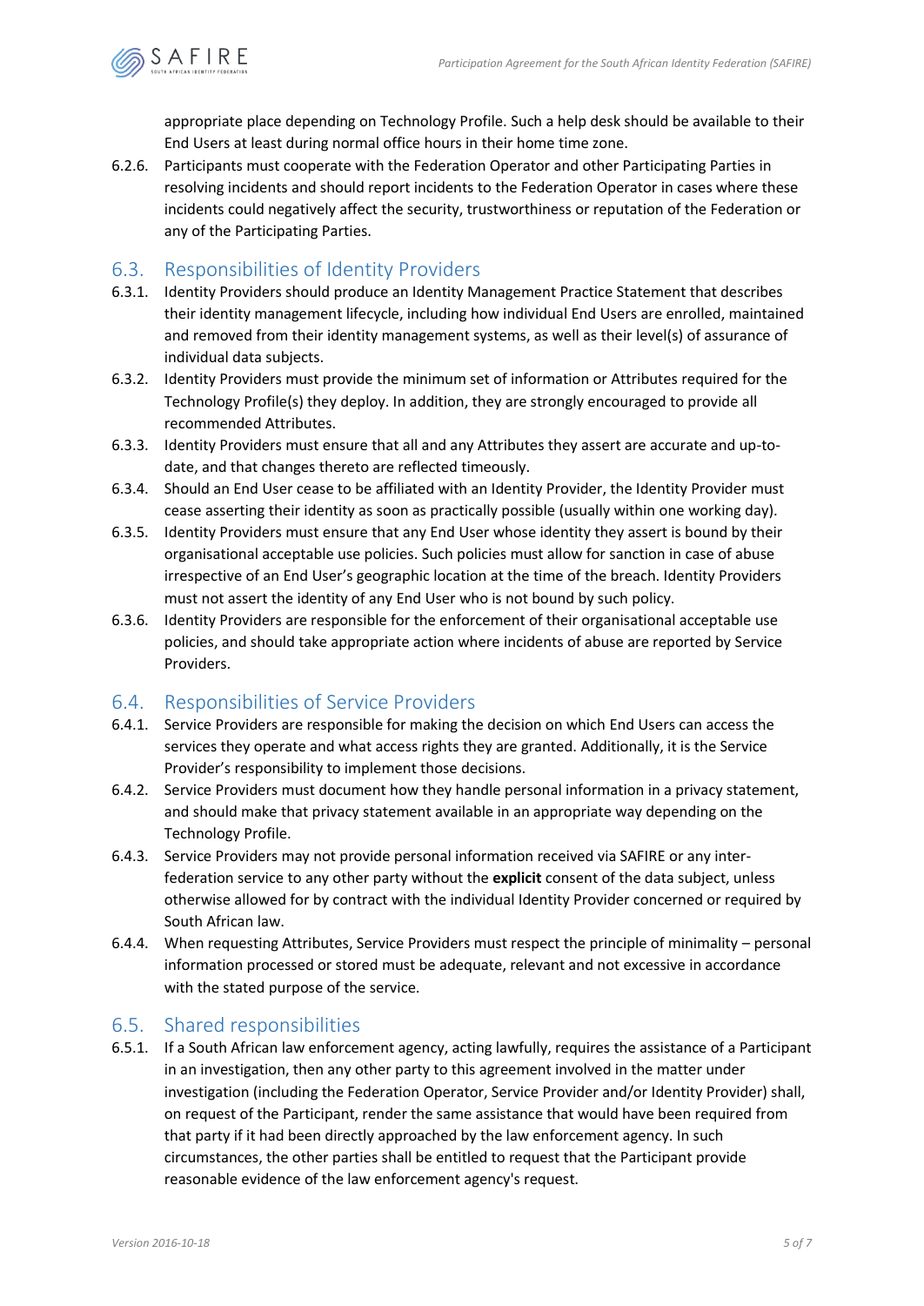appropriate place depending on Technology Profile. Such a help desk should be available to their End Users at least during normal office hours in their home time zone.

6.2.6. Participants must cooperate with the Federation Operator and other Participating Parties in resolving incidents and should report incidents to the Federation Operator in cases where these incidents could negatively affect the security, trustworthiness or reputation of the Federation or any of the Participating Parties.

## 6.3. Responsibilities of Identity Providers

6.3.1. Identity Providers should produce an Identity Management Practice Statement that describes their identity management lifecycle, including how individual End Users are enrolled, maintained and removed from their identity management systems, as well as their level(s) of assurance of individual data subjects.

6.3.2. Identity Providers must provide the minimum set of information or Attributes required for the Technology Profile(s) they deploy. In addition, they are strongly encouraged to provide all recommended Attributes.

6.3.3. Identity Providers must ensure that all and any Attributes they assert are accurate and up-to-date, and that changes thereto are reflected timeously.

6.3.4. Should an End User cease to be affiliated with an Identity Provider, the Identity Provider must cease asserting their identity as soon as practically possible (usually within one working day).

6.3.5. Identity Providers must ensure that any End User whose identity they assert is bound by their organisational acceptable use policies. Such policies must allow for sanction in case of abuse irrespective of an End User's geographic location at the time of the breach. Identity Providers must not assert the identity of any End User who is not bound by such policy.

6.3.6. Identity Providers are responsible for the enforcement of their organisational acceptable use policies, and should take appropriate action where incidents of abuse are reported by Service Providers.

## 6.4. Responsibilities of Service Providers

6.4.1. Service Providers are responsible for making the decision on which End Users can access the services they operate and what access rights they are granted. Additionally, it is the Service Provider's responsibility to implement those decisions.

6.4.2. Service Providers must document how they handle personal information in a privacy statement, and should make that privacy statement available in an appropriate way depending on the Technology Profile.

6.4.3. Service Providers may not provide personal information received via SAFIRE or any inter-federation service to any other party without the **explicit** consent of the data subject, unless otherwise allowed for by contract with the individual Identity Provider concerned or required by South African law.

6.4.4. When requesting Attributes, Service Providers must respect the principle of minimality – personal information processed or stored must be adequate, relevant and not excessive in accordance with the stated purpose of the service.

## 6.5. Shared responsibilities

6.5.1. If a South African law enforcement agency, acting lawfully, requires the assistance of a Participant in an investigation, then any other party to this agreement involved in the matter under investigation (including the Federation Operator, Service Provider and/or Identity Provider) shall, on request of the Participant, render the same assistance that would have been required from that party if it had been directly approached by the law enforcement agency. In such circumstances, the other parties shall be entitled to request that the Participant provide reasonable evidence of the law enforcement agency's request.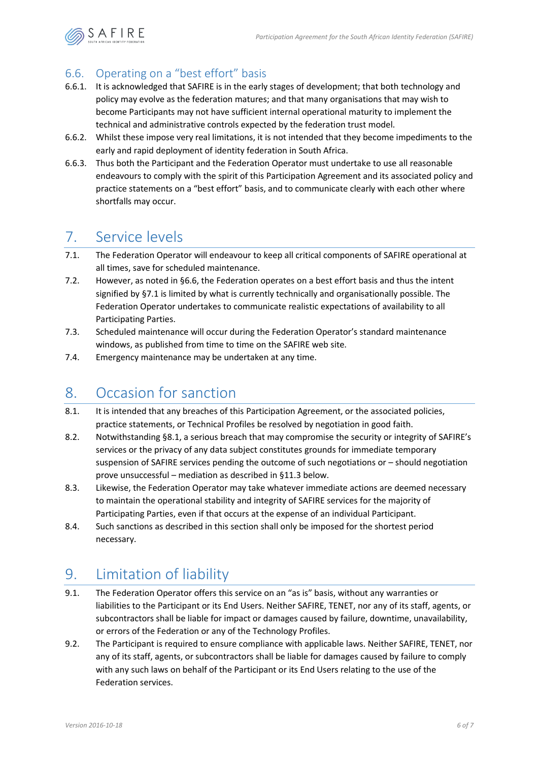### 6.6. Operating on a "best effort" basis

6.6.1. It is acknowledged that SAFIRE is in the early stages of development; that both technology and policy may evolve as the federation matures; and that many organisations that may wish to become Participants may not have sufficient internal operational maturity to implement the technical and administrative controls expected by the federation trust model.

6.6.2. Whilst these impose very real limitations, it is not intended that they become impediments to the early and rapid deployment of identity federation in South Africa.

6.6.3. Thus both the Participant and the Federation Operator must undertake to use all reasonable endeavours to comply with the spirit of this Participation Agreement and its associated policy and practice statements on a "best effort" basis, and to communicate clearly with each other where shortfalls may occur.

## 7. Service levels

7.1. The Federation Operator will endeavour to keep all critical components of SAFIRE operational at all times, save for scheduled maintenance.

7.2. However, as noted in §6.6, the Federation operates on a best effort basis and thus the intent signified by §7.1 is limited by what is currently technically and organisationally possible. The Federation Operator undertakes to communicate realistic expectations of availability to all Participating Parties.

7.3. Scheduled maintenance will occur during the Federation Operator's standard maintenance windows, as published from time to time on the SAFIRE web site.

7.4. Emergency maintenance may be undertaken at any time.

## 8. Occasion for sanction

8.1. It is intended that any breaches of this Participation Agreement, or the associated policies, practice statements, or Technical Profiles be resolved by negotiation in good faith.

8.2. Notwithstanding §8.1, a serious breach that may compromise the security or integrity of SAFIRE's services or the privacy of any data subject constitutes grounds for immediate temporary suspension of SAFIRE services pending the outcome of such negotiations or – should negotiation prove unsuccessful – mediation as described in §11.3 below.

8.3. Likewise, the Federation Operator may take whatever immediate actions are deemed necessary to maintain the operational stability and integrity of SAFIRE services for the majority of Participating Parties, even if that occurs at the expense of an individual Participant.

8.4. Such sanctions as described in this section shall only be imposed for the shortest period necessary.

## 9. Limitation of liability

9.1. The Federation Operator offers this service on an "as is" basis, without any warranties or liabilities to the Participant or its End Users. Neither SAFIRE, TENET, nor any of its staff, agents, or subcontractors shall be liable for impact or damages caused by failure, downtime, unavailability, or errors of the Federation or any of the Technology Profiles.

9.2. The Participant is required to ensure compliance with applicable laws. Neither SAFIRE, TENET, nor any of its staff, agents, or subcontractors shall be liable for damages caused by failure to comply with any such laws on behalf of the Participant or its End Users relating to the use of the Federation services.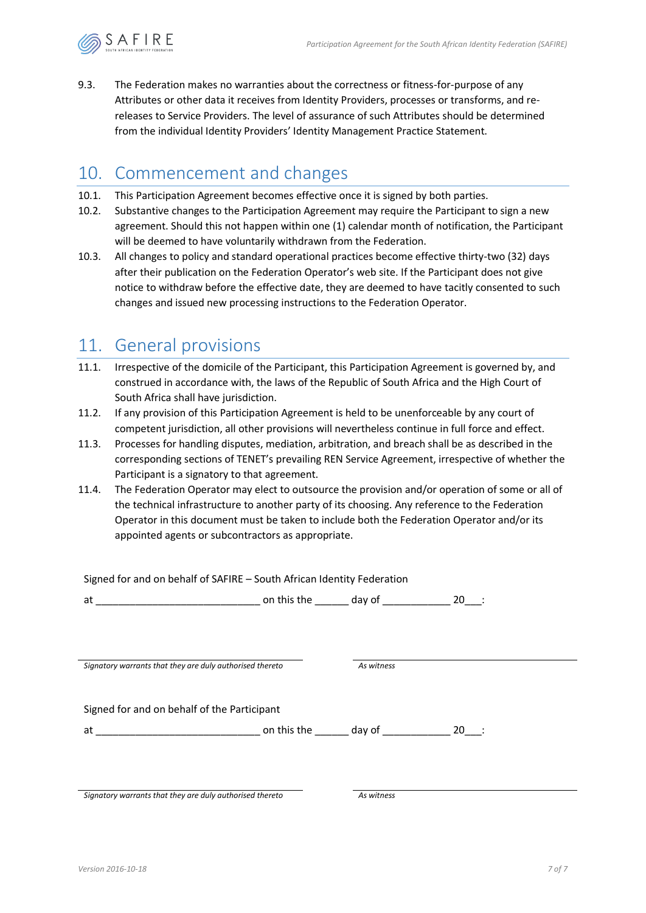9.3. The Federation makes no warranties about the correctness or fitness-for-purpose of any Attributes or other data it receives from Identity Providers, processes or transforms, and re-releases to Service Providers. The level of assurance of such Attributes should be determined from the individual Identity Providers' Identity Management Practice Statement.

# 10. Commencement and changes

10.1. This Participation Agreement becomes effective once it is signed by both parties.

10.2. Substantive changes to the Participation Agreement may require the Participant to sign a new agreement. Should this not happen within one (1) calendar month of notification, the Participant will be deemed to have voluntarily withdrawn from the Federation.

10.3. All changes to policy and standard operational practices become effective thirty-two (32) days after their publication on the Federation Operator's web site. If the Participant does not give notice to withdraw before the effective date, they are deemed to have tacitly consented to such changes and issued new processing instructions to the Federation Operator.

# 11. General provisions

11.1. Irrespective of the domicile of the Participant, this Participation Agreement is governed by, and construed in accordance with, the laws of the Republic of South Africa and the High Court of South Africa shall have jurisdiction.

11.2. If any provision of this Participation Agreement is held to be unenforceable by any court of competent jurisdiction, all other provisions will nevertheless continue in full force and effect.

11.3. Processes for handling disputes, mediation, arbitration, and breach shall be as described in the corresponding sections of TENET's prevailing REN Service Agreement, irrespective of whether the Participant is a signatory to that agreement.

11.4. The Federation Operator may elect to outsource the provision and/or operation of some or all of the technical infrastructure to another party of its choosing. Any reference to the Federation Operator in this document must be taken to include both the Federation Operator and/or its appointed agents or subcontractors as appropriate.

Signed for and on behalf of SAFIRE – South African Identity Federation

at ____________________________ on this the ______ day of ____________ 20___:

_______________________________ 
*Signatory warrants that they are duly authorised thereto*

_______________________________ 
*As witness*

Signed for and on behalf of the Participant

at ____________________________ on this the ______ day of ____________ 20___:

_______________________________ 
*Signatory warrants that they are duly authorised thereto*

_______________________________ 
*As witness*

Version 2016-10-18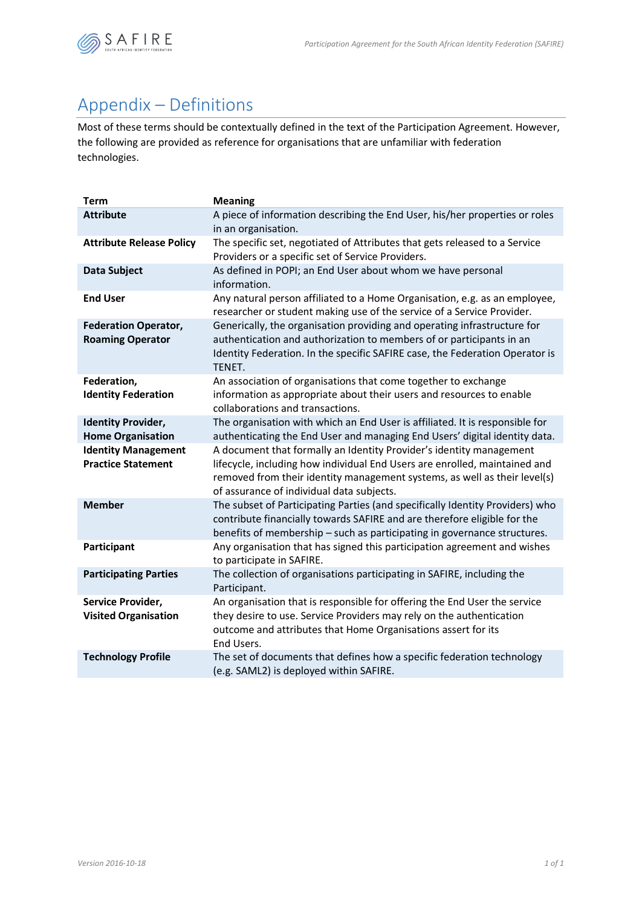# Appendix – Definitions

Most of these terms should be contextually defined in the text of the Participation Agreement. However, the following are provided as reference for organisations that are unfamiliar with federation technologies.

| Term | Meaning |
|---|---|
| **Attribute** | A piece of information describing the End User, his/her properties or roles in an organisation. |
| **Attribute Release Policy** | The specific set, negotiated of Attributes that gets released to a Service Providers or a specific set of Service Providers. |
| **Data Subject** | As defined in POPI; an End User about whom we have personal information. |
| **End User** | Any natural person affiliated to a Home Organisation, e.g. as an employee, researcher or student making use of the service of a Service Provider. |
| **Federation Operator, Roaming Operator** | Generically, the organisation providing and operating infrastructure for authentication and authorization to members of or participants in an Identity Federation. In the specific SAFIRE case, the Federation Operator is TENET. |
| **Federation, Identity Federation** | An association of organisations that come together to exchange information as appropriate about their users and resources to enable collaborations and transactions. |
| **Identity Provider, Home Organisation** | The organisation with which an End User is affiliated. It is responsible for authenticating the End User and managing End Users' digital identity data. |
| **Identity Management Practice Statement** | A document that formally an Identity Provider's identity management lifecycle, including how individual End Users are enrolled, maintained and removed from their identity management systems, as well as their level(s) of assurance of individual data subjects. |
| **Member** | The subset of Participating Parties (and specifically Identity Providers) who contribute financially towards SAFIRE and are therefore eligible for the benefits of membership – such as participating in governance structures. |
| **Participant** | Any organisation that has signed this participation agreement and wishes to participate in SAFIRE. |
| **Participating Parties** | The collection of organisations participating in SAFIRE, including the Participant. |
| **Service Provider, Visited Organisation** | An organisation that is responsible for offering the End User the service they desire to use. Service Providers may rely on the authentication outcome and attributes that Home Organisations assert for its End Users. |
| **Technology Profile** | The set of documents that defines how a specific federation technology (e.g. SAML2) is deployed within SAFIRE. |

*Version 2016-10-18*